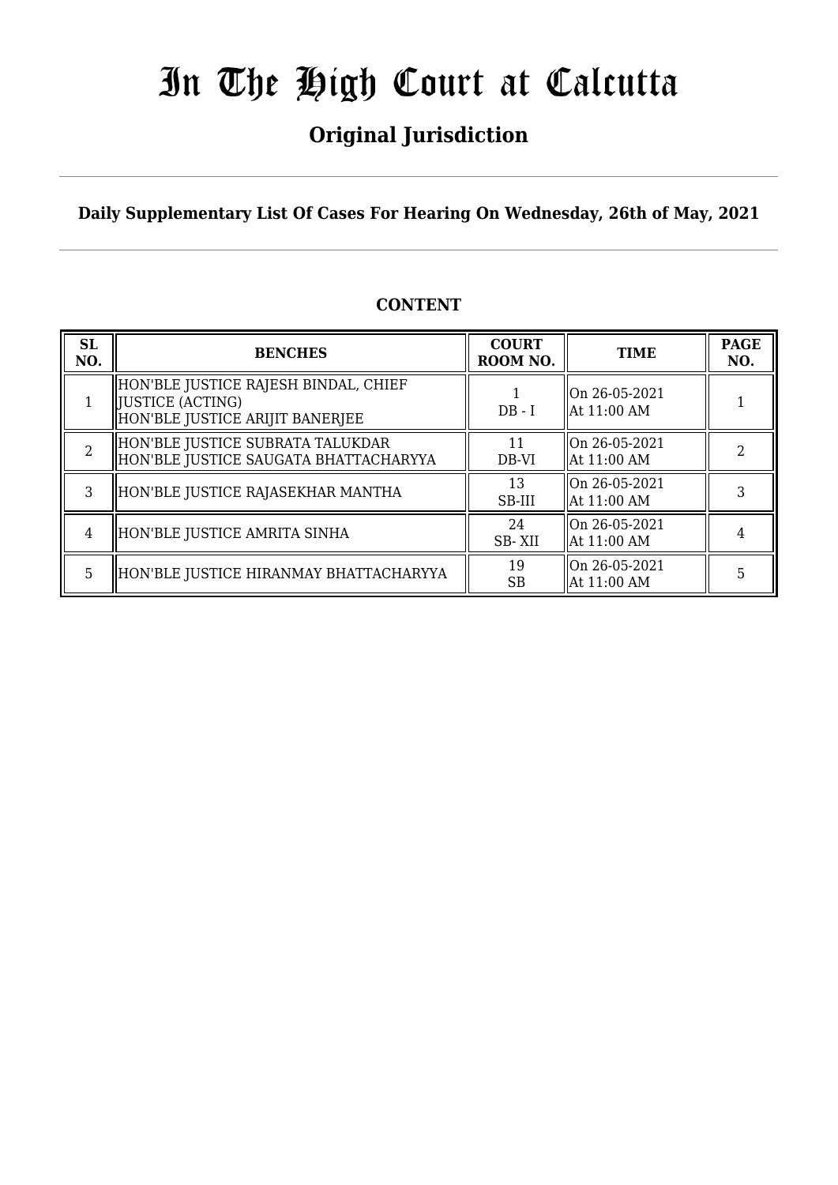# In The High Court at Calcutta

## Original Jurisdiction

**Daily Supplementary List Of Cases For Hearing On Wednesday, 26th of May, 2021**

### CONTENT

| SL NO. | BENCHES | COURT ROOM NO. | TIME | PAGE NO. |
|---|---|---|---|---|
| 1 | HON'BLE JUSTICE RAJESH BINDAL, CHIEF JUSTICE (ACTING)<br>HON'BLE JUSTICE ARIJIT BANERJEE | 1<br>DB - I | On 26-05-2021<br>At 11:00 AM | 1 |
| 2 | HON'BLE JUSTICE SUBRATA TALUKDAR<br>HON'BLE JUSTICE SAUGATA BHATTACHARYYA | 11<br>DB-VI | On 26-05-2021<br>At 11:00 AM | 2 |
| 3 | HON'BLE JUSTICE RAJASEKHAR MANTHA | 13<br>SB-III | On 26-05-2021<br>At 11:00 AM | 3 |
| 4 | HON'BLE JUSTICE AMRITA SINHA | 24<br>SB- XII | On 26-05-2021<br>At 11:00 AM | 4 |
| 5 | HON'BLE JUSTICE HIRANMAY BHATTACHARYYA | 19<br>SB | On 26-05-2021<br>At 11:00 AM | 5 |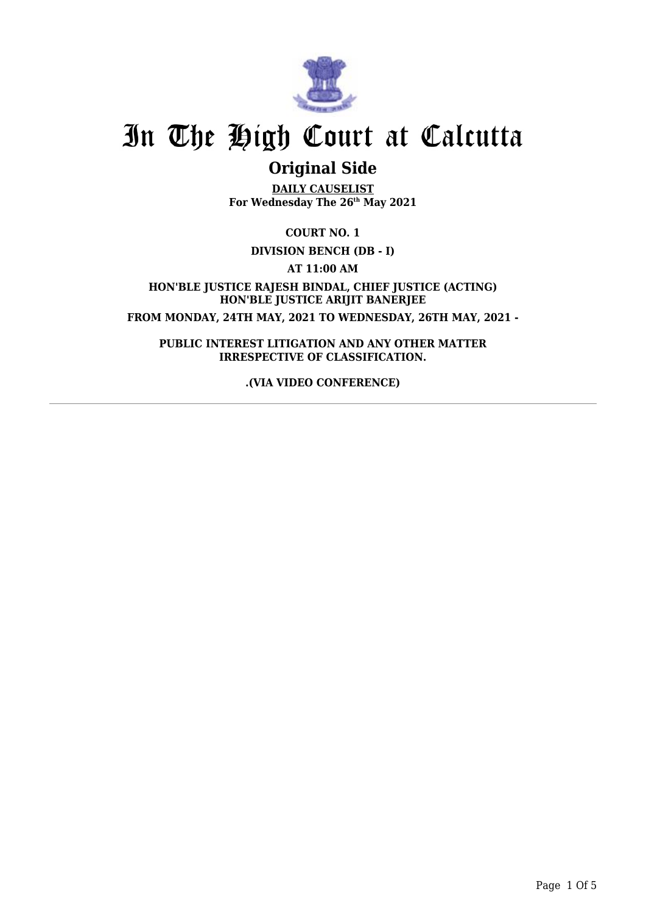# In The High Court at Calcutta

## Original Side

**DAILY CAUSELIST**
**For Wednesday The 26th May 2021**

**COURT NO. 1**

**DIVISION BENCH (DB - I)**

**AT 11:00 AM**

**HON'BLE JUSTICE RAJESH BINDAL, CHIEF JUSTICE (ACTING)**
**HON'BLE JUSTICE ARIJIT BANERJEE**

**FROM MONDAY, 24TH MAY, 2021 TO WEDNESDAY, 26TH MAY, 2021 -**

**PUBLIC INTEREST LITIGATION AND ANY OTHER MATTER IRRESPECTIVE OF CLASSIFICATION.**

**.(VIA VIDEO CONFERENCE)**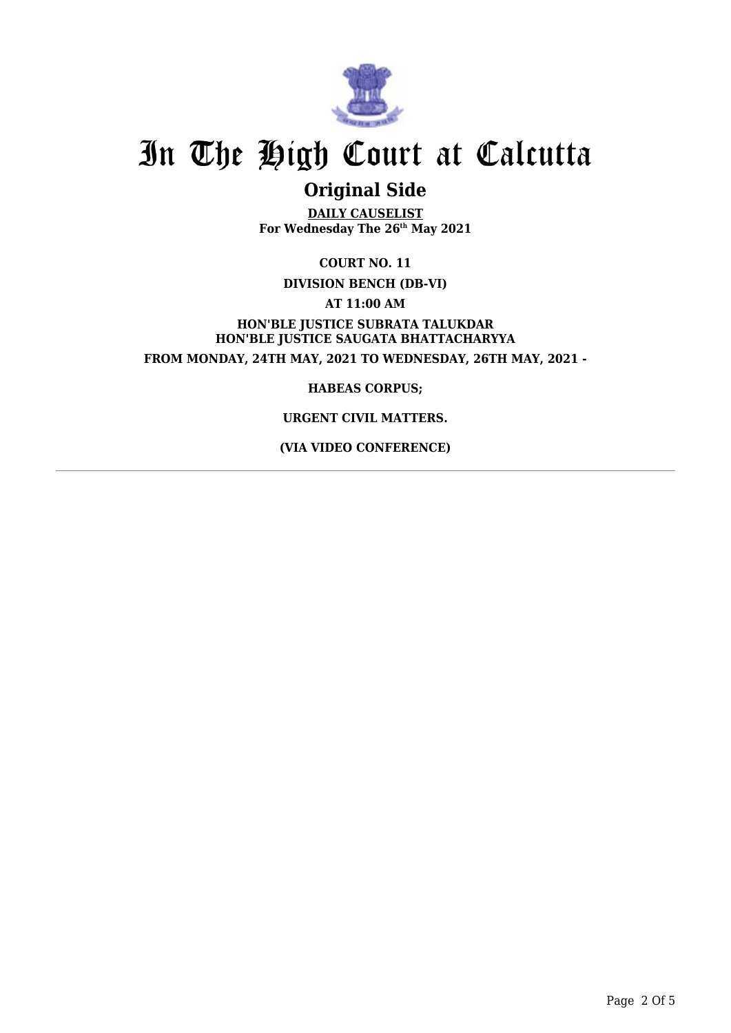# In The High Court at Calcutta

## Original Side

**DAILY CAUSELIST**
**For Wednesday The 26th May 2021**

**COURT NO. 11**

**DIVISION BENCH (DB-VI)**

**AT 11:00 AM**

**HON'BLE JUSTICE SUBRATA TALUKDAR**
**HON'BLE JUSTICE SAUGATA BHATTACHARYYA**

**FROM MONDAY, 24TH MAY, 2021 TO WEDNESDAY, 26TH MAY, 2021 -**

**HABEAS CORPUS;**

**URGENT CIVIL MATTERS.**

**(VIA VIDEO CONFERENCE)**

---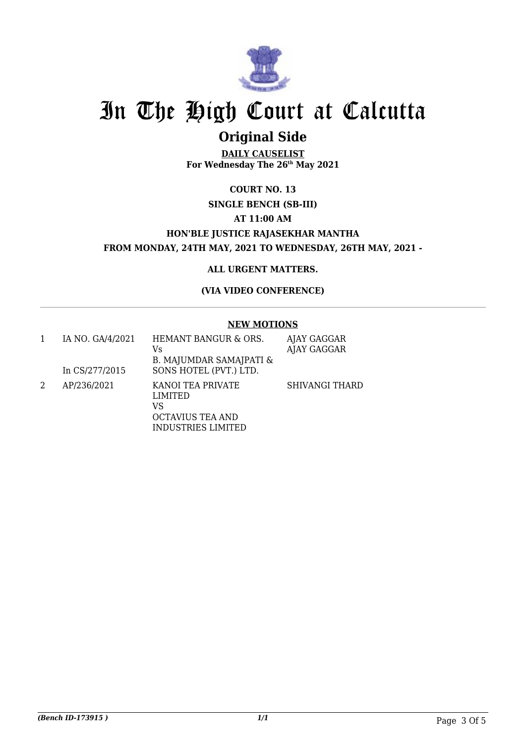# In The High Court at Calcutta

## Original Side

**DAILY CAUSELIST**
**For Wednesday The 26th May 2021**

**COURT NO. 13**

**SINGLE BENCH (SB-III)**

**AT 11:00 AM**

**HON'BLE JUSTICE RAJASEKHAR MANTHA**

**FROM MONDAY, 24TH MAY, 2021 TO WEDNESDAY, 26TH MAY, 2021 -**

**ALL URGENT MATTERS.**

**(VIA VIDEO CONFERENCE)**

---

**NEW MOTIONS**

| | | | |
|---|---|---|---|
| 1 | IA NO. GA/4/2021<br><br>In CS/277/2015 | HEMANT BANGUR & ORS.<br>Vs<br>B. MAJUMDAR SAMAJPATI & SONS HOTEL (PVT.) LTD. | AJAY GAGGAR<br>AJAY GAGGAR |
| 2 | AP/236/2021 | KANOI TEA PRIVATE LIMITED<br>VS<br>OCTAVIUS TEA AND INDUSTRIES LIMITED | SHIVANGI THARD |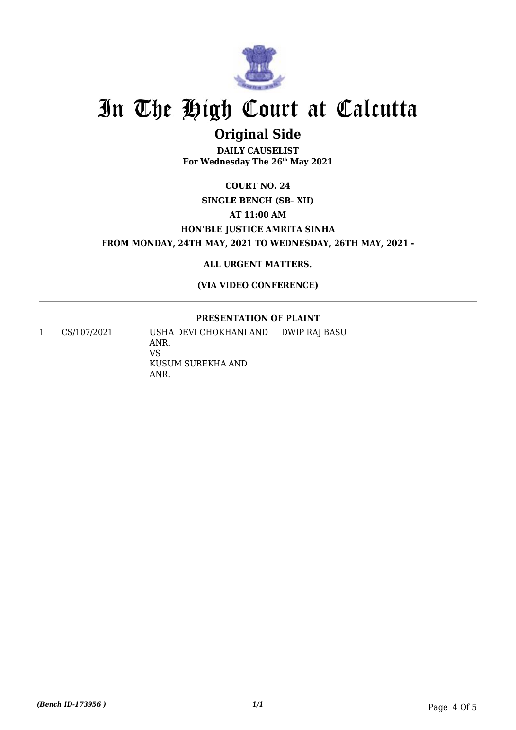# In The High Court at Calcutta

## Original Side

**DAILY CAUSELIST**
**For Wednesday The 26th May 2021**

**COURT NO. 24**

**SINGLE BENCH (SB- XII)**

**AT 11:00 AM**

**HON'BLE JUSTICE AMRITA SINHA**

**FROM MONDAY, 24TH MAY, 2021 TO WEDNESDAY, 26TH MAY, 2021 -**

**ALL URGENT MATTERS.**

**(VIA VIDEO CONFERENCE)**

---

**PRESENTATION OF PLAINT**

| | | | |
|---|---|---|---|
| 1 | CS/107/2021 | USHA DEVI CHOKHANI AND ANR.<br>VS<br>KUSUM SUREKHA AND ANR. | DWIP RAJ BASU |

*(Bench ID-173956 )* 1/1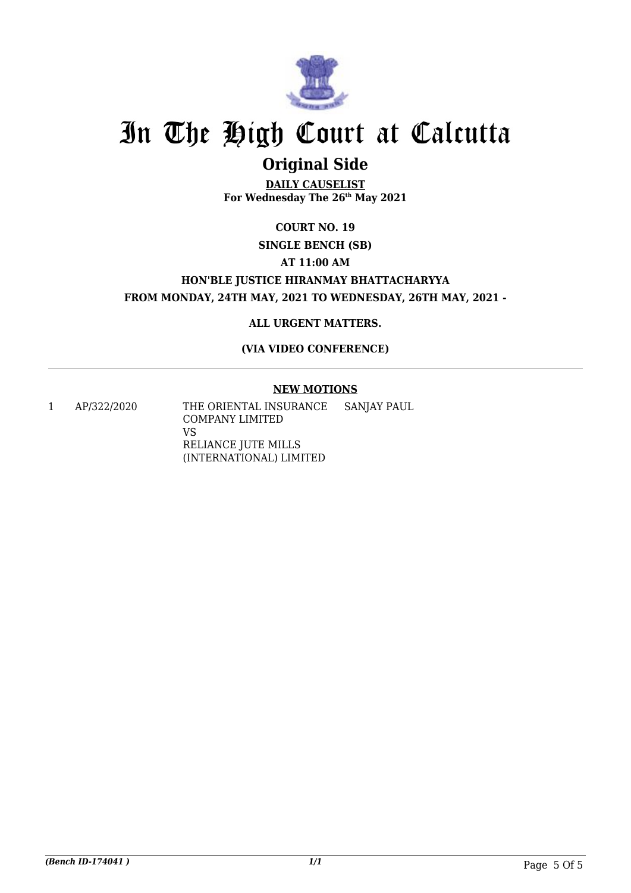# In The High Court at Calcutta

## Original Side

**DAILY CAUSELIST**
**For Wednesday The 26th May 2021**

**COURT NO. 19**

**SINGLE BENCH (SB)**

**AT 11:00 AM**

**HON'BLE JUSTICE HIRANMAY BHATTACHARYYA**

**FROM MONDAY, 24TH MAY, 2021 TO WEDNESDAY, 26TH MAY, 2021 -**

**ALL URGENT MATTERS.**

**(VIA VIDEO CONFERENCE)**

---

**NEW MOTIONS**

| | | | |
|---|---|---|---|
| 1 | AP/322/2020 | THE ORIENTAL INSURANCE COMPANY LIMITED<br>VS<br>RELIANCE JUTE MILLS (INTERNATIONAL) LIMITED | SANJAY PAUL |

*(Bench ID-174041 )* *1/1*